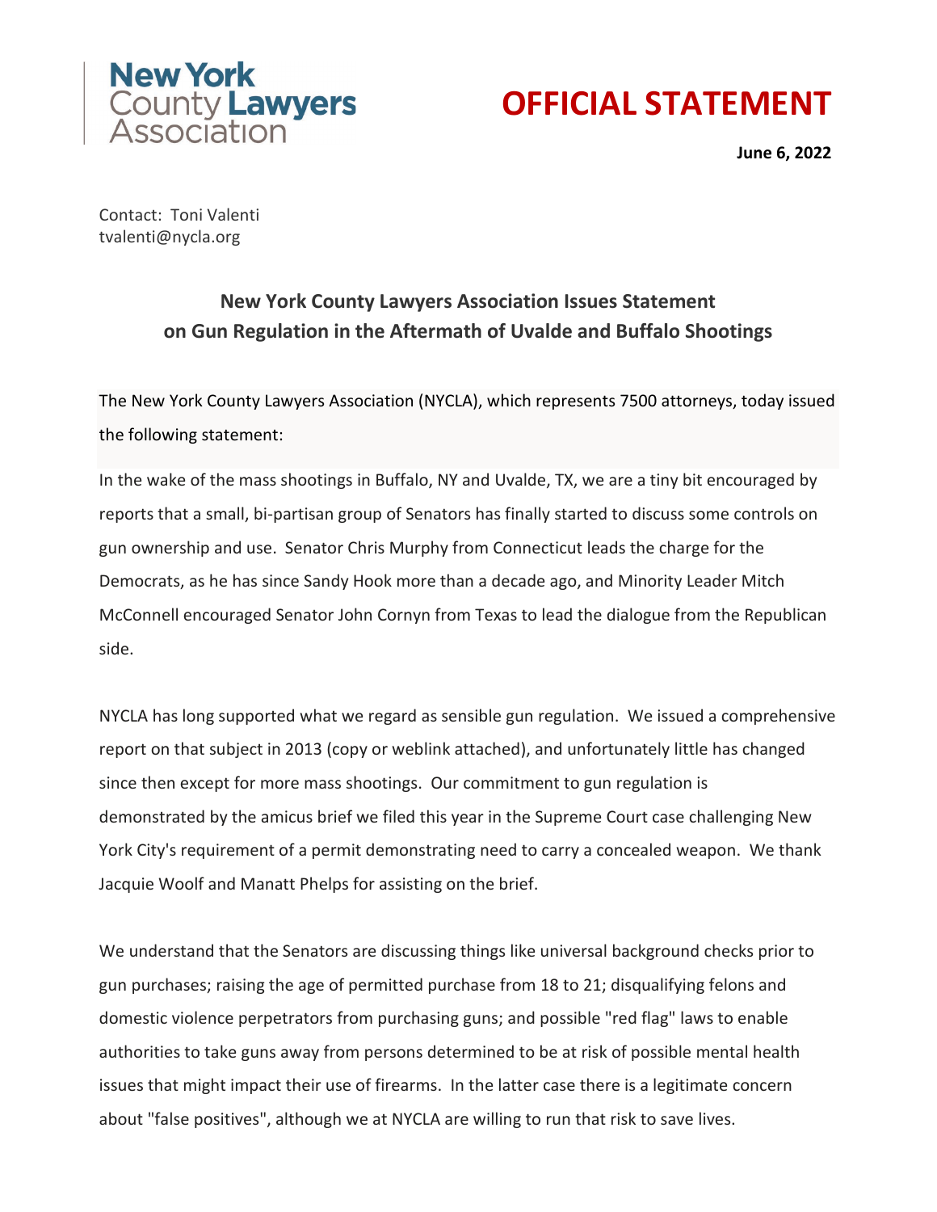New York County Lawyers Association

# OFFICIAL STATEMENT

**June 6, 2022**

Contact: Toni Valenti
tvalenti@nycla.org

## New York County Lawyers Association Issues Statement on Gun Regulation in the Aftermath of Uvalde and Buffalo Shootings

The New York County Lawyers Association (NYCLA), which represents 7500 attorneys, today issued the following statement:

In the wake of the mass shootings in Buffalo, NY and Uvalde, TX, we are a tiny bit encouraged by reports that a small, bi-partisan group of Senators has finally started to discuss some controls on gun ownership and use. Senator Chris Murphy from Connecticut leads the charge for the Democrats, as he has since Sandy Hook more than a decade ago, and Minority Leader Mitch McConnell encouraged Senator John Cornyn from Texas to lead the dialogue from the Republican side.

NYCLA has long supported what we regard as sensible gun regulation. We issued a comprehensive report on that subject in 2013 (copy or weblink attached), and unfortunately little has changed since then except for more mass shootings. Our commitment to gun regulation is demonstrated by the amicus brief we filed this year in the Supreme Court case challenging New York City's requirement of a permit demonstrating need to carry a concealed weapon. We thank Jacquie Woolf and Manatt Phelps for assisting on the brief.

We understand that the Senators are discussing things like universal background checks prior to gun purchases; raising the age of permitted purchase from 18 to 21; disqualifying felons and domestic violence perpetrators from purchasing guns; and possible "red flag" laws to enable authorities to take guns away from persons determined to be at risk of possible mental health issues that might impact their use of firearms. In the latter case there is a legitimate concern about "false positives", although we at NYCLA are willing to run that risk to save lives.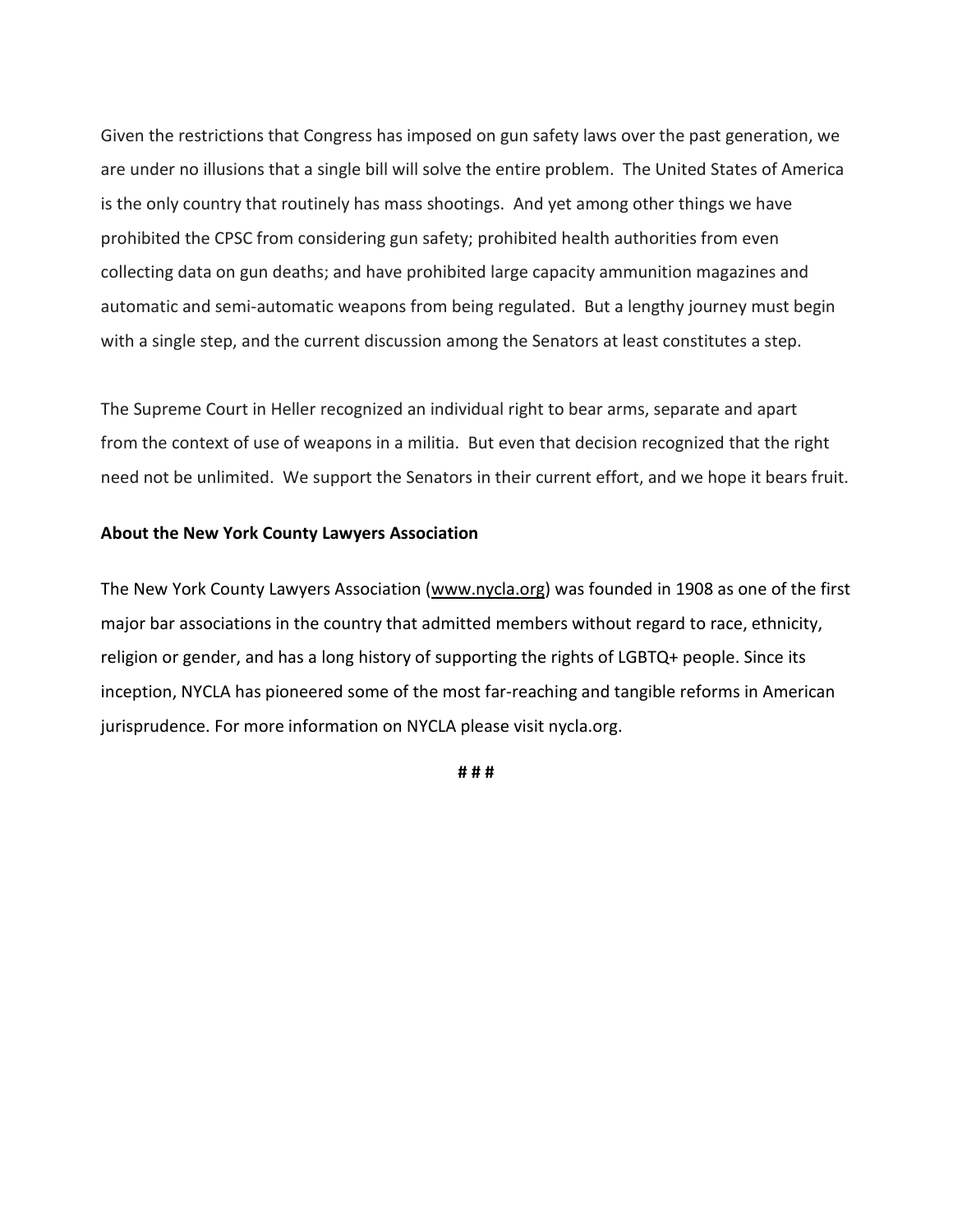Given the restrictions that Congress has imposed on gun safety laws over the past generation, we are under no illusions that a single bill will solve the entire problem. The United States of America is the only country that routinely has mass shootings. And yet among other things we have prohibited the CPSC from considering gun safety; prohibited health authorities from even collecting data on gun deaths; and have prohibited large capacity ammunition magazines and automatic and semi-automatic weapons from being regulated. But a lengthy journey must begin with a single step, and the current discussion among the Senators at least constitutes a step.

The Supreme Court in Heller recognized an individual right to bear arms, separate and apart from the context of use of weapons in a militia. But even that decision recognized that the right need not be unlimited. We support the Senators in their current effort, and we hope it bears fruit.

**About the New York County Lawyers Association**

The New York County Lawyers Association (www.nycla.org) was founded in 1908 as one of the first major bar associations in the country that admitted members without regard to race, ethnicity, religion or gender, and has a long history of supporting the rights of LGBTQ+ people. Since its inception, NYCLA has pioneered some of the most far-reaching and tangible reforms in American jurisprudence. For more information on NYCLA please visit nycla.org.

**# # #**